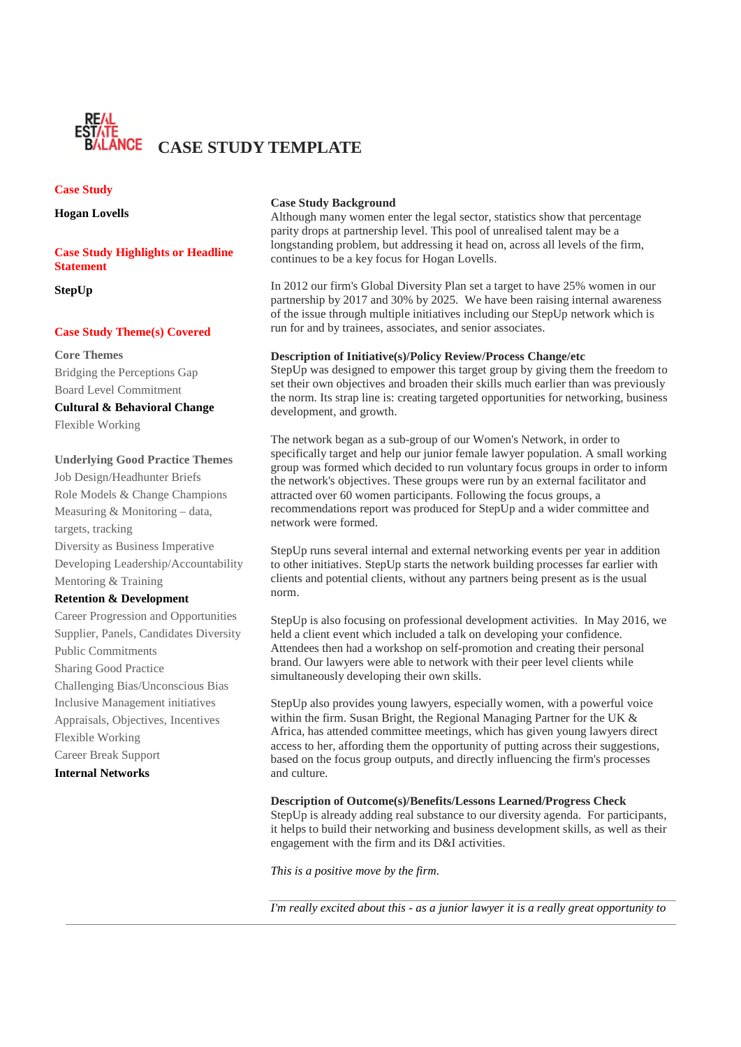# CASE STUDY TEMPLATE

**Case Study**

**Hogan Lovells**

**Case Study Highlights or Headline Statement**

**StepUp**

**Case Study Theme(s) Covered**

**Core Themes**

Bridging the Perceptions Gap
Board Level Commitment
**Cultural & Behavioral Change**
Flexible Working

**Underlying Good Practice Themes**

Job Design/Headhunter Briefs
Role Models & Change Champions
Measuring & Monitoring – data, targets, tracking
Diversity as Business Imperative
Developing Leadership/Accountability
Mentoring & Training
**Retention & Development**
Career Progression and Opportunities
Supplier, Panels, Candidates Diversity
Public Commitments
Sharing Good Practice
Challenging Bias/Unconscious Bias
Inclusive Management initiatives
Appraisals, Objectives, Incentives
Flexible Working
Career Break Support
**Internal Networks**

**Case Study Background**

Although many women enter the legal sector, statistics show that percentage parity drops at partnership level. This pool of unrealised talent may be a longstanding problem, but addressing it head on, across all levels of the firm, continues to be a key focus for Hogan Lovells.

In 2012 our firm's Global Diversity Plan set a target to have 25% women in our partnership by 2017 and 30% by 2025. We have been raising internal awareness of the issue through multiple initiatives including our StepUp network which is run for and by trainees, associates, and senior associates.

**Description of Initiative(s)/Policy Review/Process Change/etc**

StepUp was designed to empower this target group by giving them the freedom to set their own objectives and broaden their skills much earlier than was previously the norm. Its strap line is: creating targeted opportunities for networking, business development, and growth.

The network began as a sub-group of our Women's Network, in order to specifically target and help our junior female lawyer population. A small working group was formed which decided to run voluntary focus groups in order to inform the network's objectives. These groups were run by an external facilitator and attracted over 60 women participants. Following the focus groups, a recommendations report was produced for StepUp and a wider committee and network were formed.

StepUp runs several internal and external networking events per year in addition to other initiatives. StepUp starts the network building processes far earlier with clients and potential clients, without any partners being present as is the usual norm.

StepUp is also focusing on professional development activities. In May 2016, we held a client event which included a talk on developing your confidence. Attendees then had a workshop on self-promotion and creating their personal brand. Our lawyers were able to network with their peer level clients while simultaneously developing their own skills.

StepUp also provides young lawyers, especially women, with a powerful voice within the firm. Susan Bright, the Regional Managing Partner for the UK & Africa, has attended committee meetings, which has given young lawyers direct access to her, affording them the opportunity of putting across their suggestions, based on the focus group outputs, and directly influencing the firm's processes and culture.

**Description of Outcome(s)/Benefits/Lessons Learned/Progress Check**

StepUp is already adding real substance to our diversity agenda. For participants, it helps to build their networking and business development skills, as well as their engagement with the firm and its D&I activities.

*This is a positive move by the firm.*

*I'm really excited about this - as a junior lawyer it is a really great opportunity to*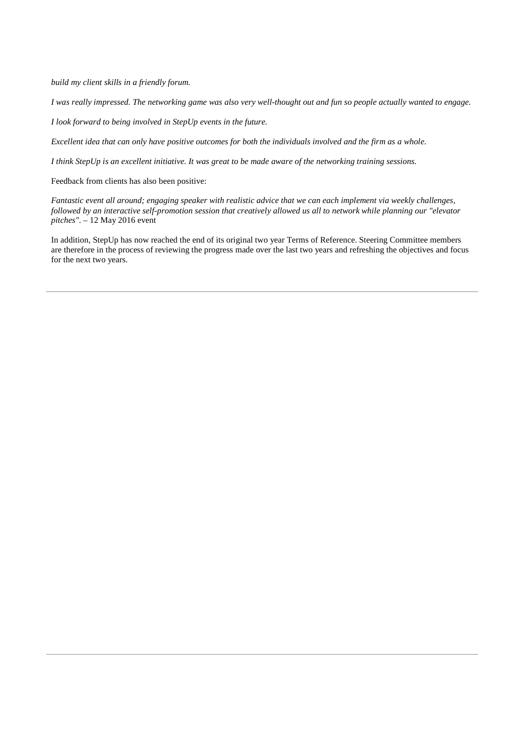*build my client skills in a friendly forum.*

*I was really impressed. The networking game was also very well-thought out and fun so people actually wanted to engage.*

*I look forward to being involved in StepUp events in the future.*

*Excellent idea that can only have positive outcomes for both the individuals involved and the firm as a whole.*

*I think StepUp is an excellent initiative. It was great to be made aware of the networking training sessions.*

Feedback from clients has also been positive:

*Fantastic event all around; engaging speaker with realistic advice that we can each implement via weekly challenges, followed by an interactive self-promotion session that creatively allowed us all to network while planning our "elevator pitches".* – 12 May 2016 event

In addition, StepUp has now reached the end of its original two year Terms of Reference. Steering Committee members are therefore in the process of reviewing the progress made over the last two years and refreshing the objectives and focus for the next two years.